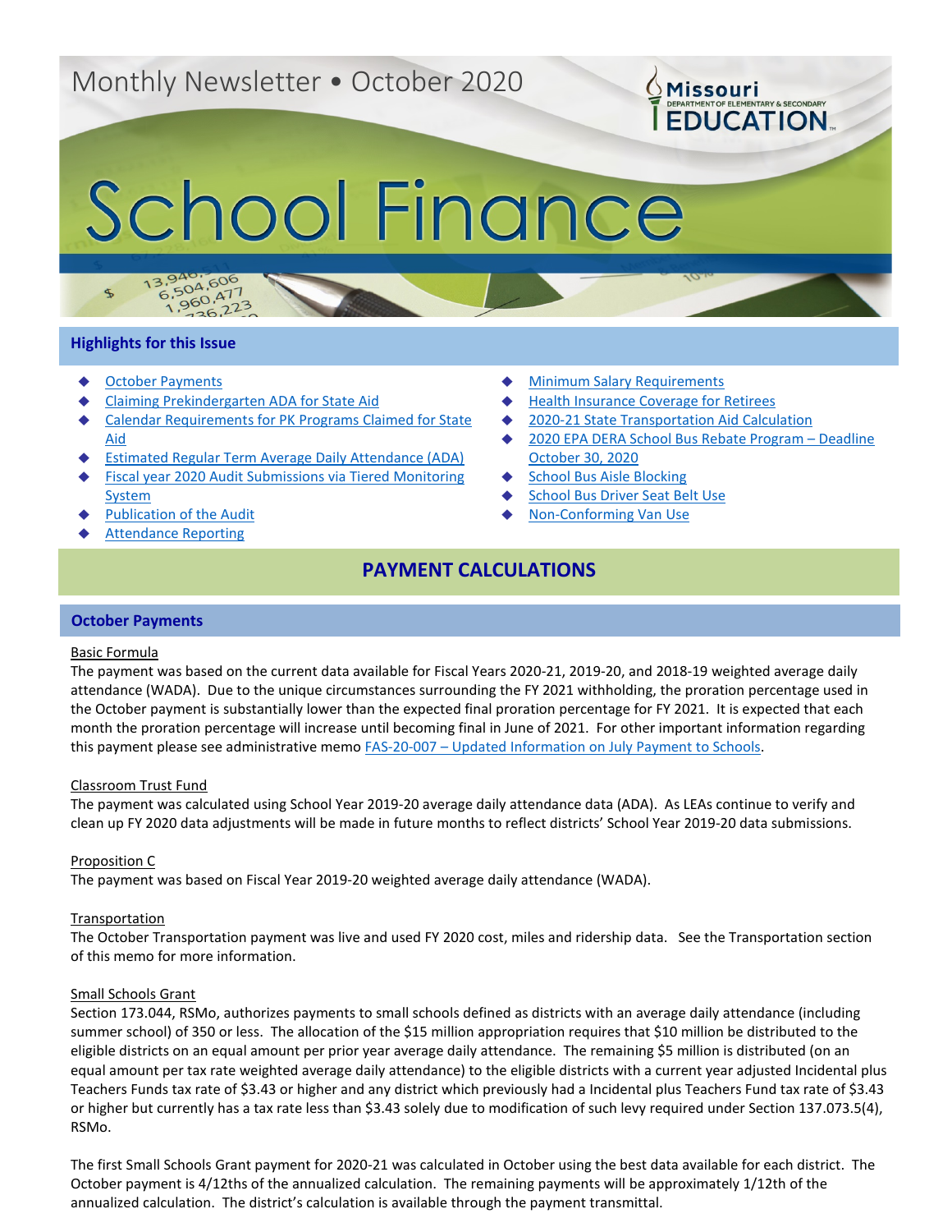Monthly Newsletter • October 2020

Missouri Department of Elementary & Secondary Education

# School Finance

## Highlights for this Issue

- October Payments
- Claiming Prekindergarten ADA for State Aid
- Calendar Requirements for PK Programs Claimed for State Aid
- Estimated Regular Term Average Daily Attendance (ADA)
- Fiscal year 2020 Audit Submissions via Tiered Monitoring System
- Publication of the Audit
- Attendance Reporting
- Minimum Salary Requirements
- Health Insurance Coverage for Retirees
- 2020-21 State Transportation Aid Calculation
- 2020 EPA DERA School Bus Rebate Program – Deadline October 30, 2020
- School Bus Aisle Blocking
- School Bus Driver Seat Belt Use
- Non-Conforming Van Use

# PAYMENT CALCULATIONS

## October Payments

Basic Formula

The payment was based on the current data available for Fiscal Years 2020-21, 2019-20, and 2018-19 weighted average daily attendance (WADA). Due to the unique circumstances surrounding the FY 2021 withholding, the proration percentage used in the October payment is substantially lower than the expected final proration percentage for FY 2021. It is expected that each month the proration percentage will increase until becoming final in June of 2021. For other important information regarding this payment please see administrative memo FAS-20-007 – Updated Information on July Payment to Schools.

Classroom Trust Fund

The payment was calculated using School Year 2019-20 average daily attendance data (ADA). As LEAs continue to verify and clean up FY 2020 data adjustments will be made in future months to reflect districts' School Year 2019-20 data submissions.

Proposition C

The payment was based on Fiscal Year 2019-20 weighted average daily attendance (WADA).

Transportation

The October Transportation payment was live and used FY 2020 cost, miles and ridership data. See the Transportation section of this memo for more information.

Small Schools Grant

Section 173.044, RSMo, authorizes payments to small schools defined as districts with an average daily attendance (including summer school) of 350 or less. The allocation of the $15 million appropriation requires that $10 million be distributed to the eligible districts on an equal amount per prior year average daily attendance. The remaining $5 million is distributed (on an equal amount per tax rate weighted average daily attendance) to the eligible districts with a current year adjusted Incidental plus Teachers Funds tax rate of $3.43 or higher and any district which previously had a Incidental plus Teachers Fund tax rate of $3.43 or higher but currently has a tax rate less than $3.43 solely due to modification of such levy required under Section 137.073.5(4), RSMo.

The first Small Schools Grant payment for 2020-21 was calculated in October using the best data available for each district. The October payment is 4/12ths of the annualized calculation. The remaining payments will be approximately 1/12th of the annualized calculation. The district's calculation is available through the payment transmittal.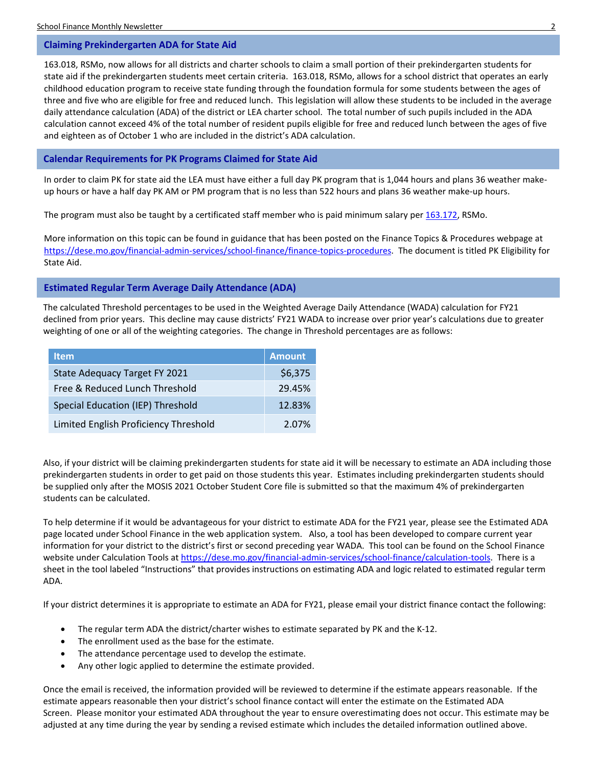## Claiming Prekindergarten ADA for State Aid

163.018, RSMo, now allows for all districts and charter schools to claim a small portion of their prekindergarten students for state aid if the prekindergarten students meet certain criteria. 163.018, RSMo, allows for a school district that operates an early childhood education program to receive state funding through the foundation formula for some students between the ages of three and five who are eligible for free and reduced lunch. This legislation will allow these students to be included in the average daily attendance calculation (ADA) of the district or LEA charter school. The total number of such pupils included in the ADA calculation cannot exceed 4% of the total number of resident pupils eligible for free and reduced lunch between the ages of five and eighteen as of October 1 who are included in the district's ADA calculation.

## Calendar Requirements for PK Programs Claimed for State Aid

In order to claim PK for state aid the LEA must have either a full day PK program that is 1,044 hours and plans 36 weather make-up hours or have a half day PK AM or PM program that is no less than 522 hours and plans 36 weather make-up hours.

The program must also be taught by a certificated staff member who is paid minimum salary per 163.172, RSMo.

More information on this topic can be found in guidance that has been posted on the Finance Topics & Procedures webpage at https://dese.mo.gov/financial-admin-services/school-finance/finance-topics-procedures. The document is titled PK Eligibility for State Aid.

## Estimated Regular Term Average Daily Attendance (ADA)

The calculated Threshold percentages to be used in the Weighted Average Daily Attendance (WADA) calculation for FY21 declined from prior years. This decline may cause districts' FY21 WADA to increase over prior year's calculations due to greater weighting of one or all of the weighting categories. The change in Threshold percentages are as follows:

| Item | Amount |
|---|---|
| State Adequacy Target FY 2021 | $6,375 |
| Free & Reduced Lunch Threshold | 29.45% |
| Special Education (IEP) Threshold | 12.83% |
| Limited English Proficiency Threshold | 2.07% |

Also, if your district will be claiming prekindergarten students for state aid it will be necessary to estimate an ADA including those prekindergarten students in order to get paid on those students this year. Estimates including prekindergarten students should be supplied only after the MOSIS 2021 October Student Core file is submitted so that the maximum 4% of prekindergarten students can be calculated.

To help determine if it would be advantageous for your district to estimate ADA for the FY21 year, please see the Estimated ADA page located under School Finance in the web application system. Also, a tool has been developed to compare current year information for your district to the district's first or second preceding year WADA. This tool can be found on the School Finance website under Calculation Tools at https://dese.mo.gov/financial-admin-services/school-finance/calculation-tools. There is a sheet in the tool labeled "Instructions" that provides instructions on estimating ADA and logic related to estimated regular term ADA.

If your district determines it is appropriate to estimate an ADA for FY21, please email your district finance contact the following:

- The regular term ADA the district/charter wishes to estimate separated by PK and the K-12.
- The enrollment used as the base for the estimate.
- The attendance percentage used to develop the estimate.
- Any other logic applied to determine the estimate provided.

Once the email is received, the information provided will be reviewed to determine if the estimate appears reasonable. If the estimate appears reasonable then your district's school finance contact will enter the estimate on the Estimated ADA Screen. Please monitor your estimated ADA throughout the year to ensure overestimating does not occur. This estimate may be adjusted at any time during the year by sending a revised estimate which includes the detailed information outlined above.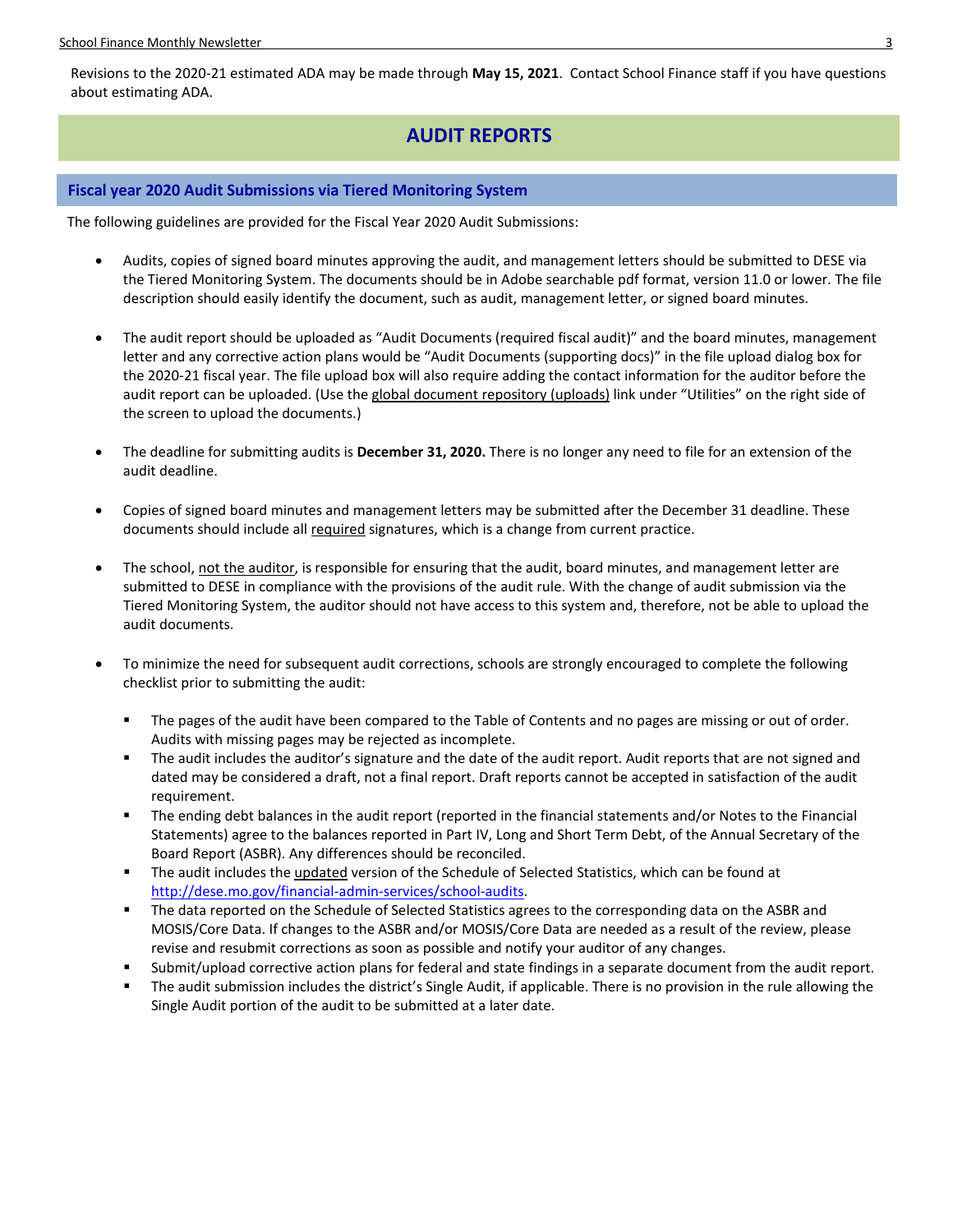Revisions to the 2020-21 estimated ADA may be made through **May 15, 2021**. Contact School Finance staff if you have questions about estimating ADA.

# AUDIT REPORTS

## Fiscal year 2020 Audit Submissions via Tiered Monitoring System

The following guidelines are provided for the Fiscal Year 2020 Audit Submissions:

- Audits, copies of signed board minutes approving the audit, and management letters should be submitted to DESE via the Tiered Monitoring System. The documents should be in Adobe searchable pdf format, version 11.0 or lower. The file description should easily identify the document, such as audit, management letter, or signed board minutes.

- The audit report should be uploaded as "Audit Documents (required fiscal audit)" and the board minutes, management letter and any corrective action plans would be "Audit Documents (supporting docs)" in the file upload dialog box for the 2020-21 fiscal year. The file upload box will also require adding the contact information for the auditor before the audit report can be uploaded. (Use the global document repository (uploads) link under "Utilities" on the right side of the screen to upload the documents.)

- The deadline for submitting audits is **December 31, 2020.** There is no longer any need to file for an extension of the audit deadline.

- Copies of signed board minutes and management letters may be submitted after the December 31 deadline. These documents should include all required signatures, which is a change from current practice.

- The school, not the auditor, is responsible for ensuring that the audit, board minutes, and management letter are submitted to DESE in compliance with the provisions of the audit rule. With the change of audit submission via the Tiered Monitoring System, the auditor should not have access to this system and, therefore, not be able to upload the audit documents.

- To minimize the need for subsequent audit corrections, schools are strongly encouraged to complete the following checklist prior to submitting the audit:
  - The pages of the audit have been compared to the Table of Contents and no pages are missing or out of order. Audits with missing pages may be rejected as incomplete.
  - The audit includes the auditor's signature and the date of the audit report. Audit reports that are not signed and dated may be considered a draft, not a final report. Draft reports cannot be accepted in satisfaction of the audit requirement.
  - The ending debt balances in the audit report (reported in the financial statements and/or Notes to the Financial Statements) agree to the balances reported in Part IV, Long and Short Term Debt, of the Annual Secretary of the Board Report (ASBR). Any differences should be reconciled.
  - The audit includes the updated version of the Schedule of Selected Statistics, which can be found at http://dese.mo.gov/financial-admin-services/school-audits.
  - The data reported on the Schedule of Selected Statistics agrees to the corresponding data on the ASBR and MOSIS/Core Data. If changes to the ASBR and/or MOSIS/Core Data are needed as a result of the review, please revise and resubmit corrections as soon as possible and notify your auditor of any changes.
  - Submit/upload corrective action plans for federal and state findings in a separate document from the audit report.
  - The audit submission includes the district's Single Audit, if applicable. There is no provision in the rule allowing the Single Audit portion of the audit to be submitted at a later date.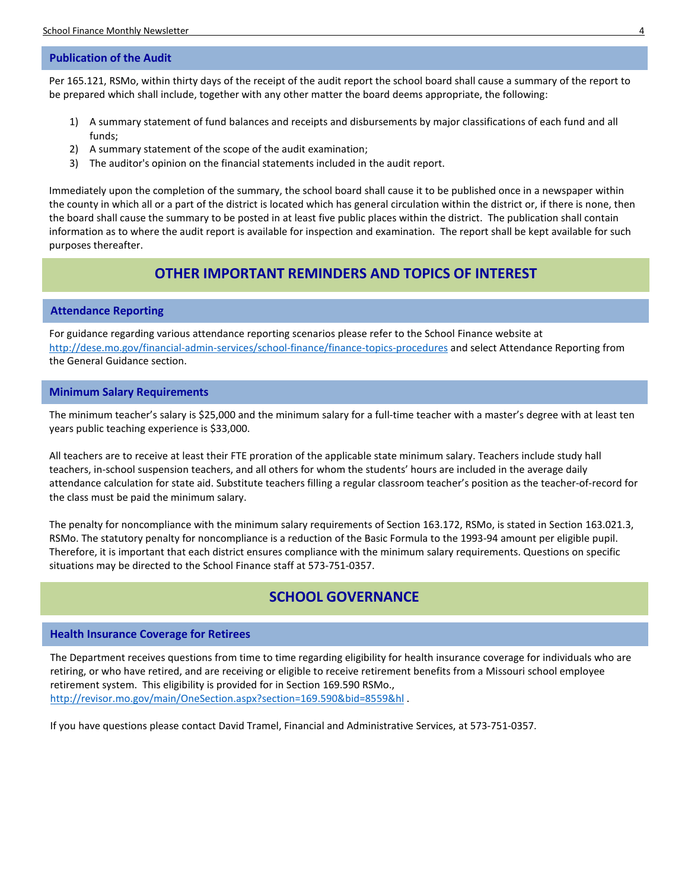### Publication of the Audit

Per 165.121, RSMo, within thirty days of the receipt of the audit report the school board shall cause a summary of the report to be prepared which shall include, together with any other matter the board deems appropriate, the following:

1) A summary statement of fund balances and receipts and disbursements by major classifications of each fund and all funds;
2) A summary statement of the scope of the audit examination;
3) The auditor's opinion on the financial statements included in the audit report.

Immediately upon the completion of the summary, the school board shall cause it to be published once in a newspaper within the county in which all or a part of the district is located which has general circulation within the district or, if there is none, then the board shall cause the summary to be posted in at least five public places within the district. The publication shall contain information as to where the audit report is available for inspection and examination. The report shall be kept available for such purposes thereafter.

## OTHER IMPORTANT REMINDERS AND TOPICS OF INTEREST

### Attendance Reporting

For guidance regarding various attendance reporting scenarios please refer to the School Finance website at http://dese.mo.gov/financial-admin-services/school-finance/finance-topics-procedures and select Attendance Reporting from the General Guidance section.

### Minimum Salary Requirements

The minimum teacher's salary is $25,000 and the minimum salary for a full-time teacher with a master's degree with at least ten years public teaching experience is $33,000.

All teachers are to receive at least their FTE proration of the applicable state minimum salary. Teachers include study hall teachers, in-school suspension teachers, and all others for whom the students' hours are included in the average daily attendance calculation for state aid. Substitute teachers filling a regular classroom teacher's position as the teacher-of-record for the class must be paid the minimum salary.

The penalty for noncompliance with the minimum salary requirements of Section 163.172, RSMo, is stated in Section 163.021.3, RSMo. The statutory penalty for noncompliance is a reduction of the Basic Formula to the 1993-94 amount per eligible pupil. Therefore, it is important that each district ensures compliance with the minimum salary requirements. Questions on specific situations may be directed to the School Finance staff at 573-751-0357.

## SCHOOL GOVERNANCE

### Health Insurance Coverage for Retirees

The Department receives questions from time to time regarding eligibility for health insurance coverage for individuals who are retiring, or who have retired, and are receiving or eligible to receive retirement benefits from a Missouri school employee retirement system. This eligibility is provided for in Section 169.590 RSMo., http://revisor.mo.gov/main/OneSection.aspx?section=169.590&bid=8559&hl .

If you have questions please contact David Tramel, Financial and Administrative Services, at 573-751-0357.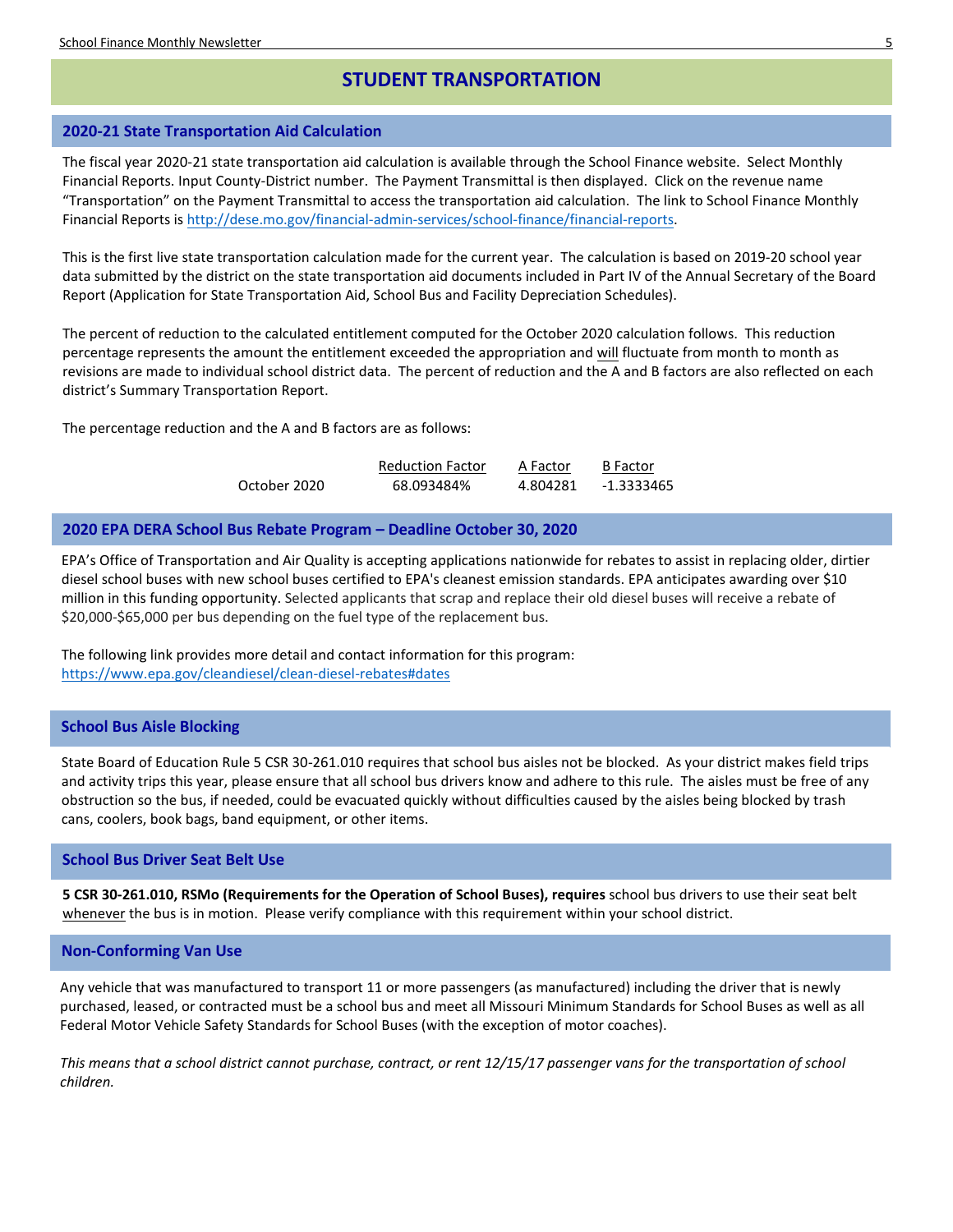# STUDENT TRANSPORTATION

## 2020-21 State Transportation Aid Calculation

The fiscal year 2020-21 state transportation aid calculation is available through the School Finance website. Select Monthly Financial Reports. Input County-District number. The Payment Transmittal is then displayed. Click on the revenue name "Transportation" on the Payment Transmittal to access the transportation aid calculation. The link to School Finance Monthly Financial Reports is http://dese.mo.gov/financial-admin-services/school-finance/financial-reports.

This is the first live state transportation calculation made for the current year. The calculation is based on 2019-20 school year data submitted by the district on the state transportation aid documents included in Part IV of the Annual Secretary of the Board Report (Application for State Transportation Aid, School Bus and Facility Depreciation Schedules).

The percent of reduction to the calculated entitlement computed for the October 2020 calculation follows. This reduction percentage represents the amount the entitlement exceeded the appropriation and will fluctuate from month to month as revisions are made to individual school district data. The percent of reduction and the A and B factors are also reflected on each district's Summary Transportation Report.

The percentage reduction and the A and B factors are as follows:

| | Reduction Factor | A Factor | B Factor |
|---|---|---|---|
| October 2020 | 68.093484% | 4.804281 | -1.3333465 |

## 2020 EPA DERA School Bus Rebate Program – Deadline October 30, 2020

EPA's Office of Transportation and Air Quality is accepting applications nationwide for rebates to assist in replacing older, dirtier diesel school buses with new school buses certified to EPA's cleanest emission standards. EPA anticipates awarding over $10 million in this funding opportunity. Selected applicants that scrap and replace their old diesel buses will receive a rebate of $20,000-$65,000 per bus depending on the fuel type of the replacement bus.

The following link provides more detail and contact information for this program:
https://www.epa.gov/cleandiesel/clean-diesel-rebates#dates

## School Bus Aisle Blocking

State Board of Education Rule 5 CSR 30-261.010 requires that school bus aisles not be blocked. As your district makes field trips and activity trips this year, please ensure that all school bus drivers know and adhere to this rule. The aisles must be free of any obstruction so the bus, if needed, could be evacuated quickly without difficulties caused by the aisles being blocked by trash cans, coolers, book bags, band equipment, or other items.

## School Bus Driver Seat Belt Use

**5 CSR 30-261.010, RSMo (Requirements for the Operation of School Buses), requires** school bus drivers to use their seat belt whenever the bus is in motion. Please verify compliance with this requirement within your school district.

## Non-Conforming Van Use

Any vehicle that was manufactured to transport 11 or more passengers (as manufactured) including the driver that is newly purchased, leased, or contracted must be a school bus and meet all Missouri Minimum Standards for School Buses as well as all Federal Motor Vehicle Safety Standards for School Buses (with the exception of motor coaches).

*This means that a school district cannot purchase, contract, or rent 12/15/17 passenger vans for the transportation of school children.*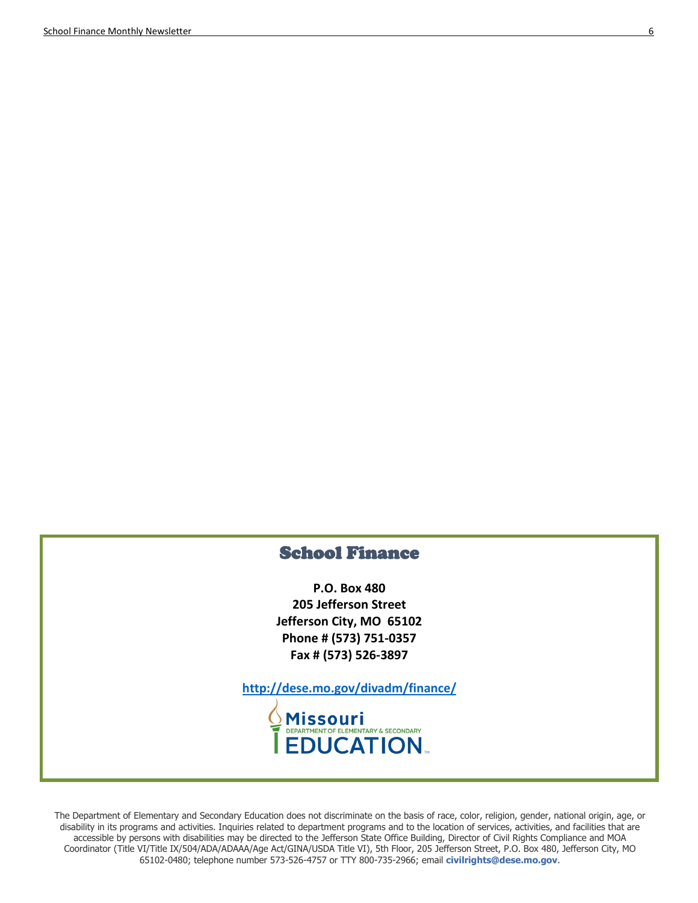## School Finance

**P.O. Box 480**
**205 Jefferson Street**
**Jefferson City, MO 65102**
**Phone # (573) 751-0357**
**Fax # (573) 526-3897**

**http://dese.mo.gov/divadm/finance/**

Missouri Department of Elementary & Secondary Education

The Department of Elementary and Secondary Education does not discriminate on the basis of race, color, religion, gender, national origin, age, or disability in its programs and activities. Inquiries related to department programs and to the location of services, activities, and facilities that are accessible by persons with disabilities may be directed to the Jefferson State Office Building, Director of Civil Rights Compliance and MOA Coordinator (Title VI/Title IX/504/ADA/ADAAA/Age Act/GINA/USDA Title VI), 5th Floor, 205 Jefferson Street, P.O. Box 480, Jefferson City, MO 65102-0480; telephone number 573-526-4757 or TTY 800-735-2966; email **civilrights@dese.mo.gov**.